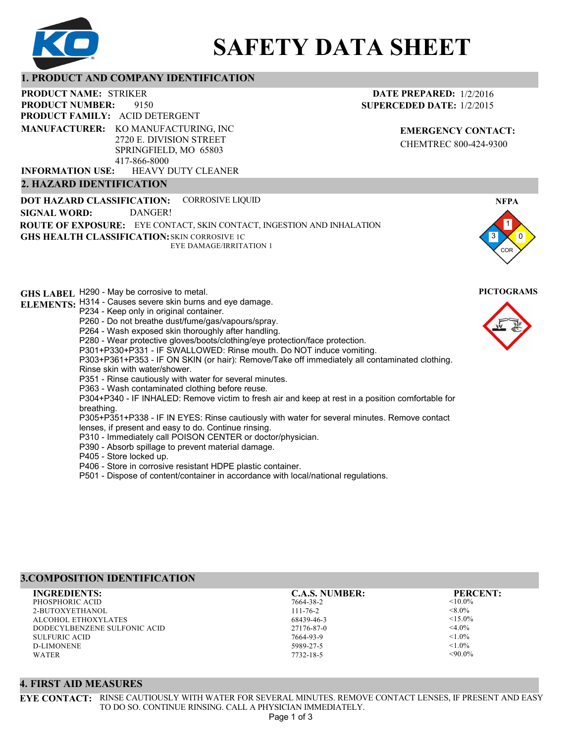# SAFETY DATA SHEET

## 1. PRODUCT AND COMPANY IDENTIFICATION

**PRODUCT NAME:** STRIKER

**PRODUCT NUMBER:** 9150

**PRODUCT FAMILY:** ACID DETERGENT

**MANUFACTURER:** KO MANUFACTURING, INC
2720 E. DIVISION STREET
SPRINGFIELD, MO 65803
417-866-8000

**INFORMATION USE:** HEAVY DUTY CLEANER

**DATE PREPARED:** 1/2/2016

**SUPERCEDED DATE:** 1/2/2015

**EMERGENCY CONTACT:**
CHEMTREC 800-424-9300

## 2. HAZARD IDENTIFICATION

**DOT HAZARD CLASSIFICATION:** CORROSIVE LIQUID

**SIGNAL WORD:** DANGER!

**ROUTE OF EXPOSURE:** EYE CONTACT, SKIN CONTACT, INGESTION AND INHALATION

**GHS HEALTH CLASSIFICATION:** SKIN CORROSIVE 1C
EYE DAMAGE/IRRITATION 1

**NFPA**

Health: 3, Flammability: 1, Reactivity: 0, Special: COR

**GHS LABEL ELEMENTS:**

H290 - May be corrosive to metal.
H314 - Causes severe skin burns and eye damage.
P234 - Keep only in original container.
P260 - Do not breathe dust/fume/gas/vapours/spray.
P264 - Wash exposed skin thoroughly after handling.
P280 - Wear protective gloves/boots/clothing/eye protection/face protection.
P301+P330+P331 - IF SWALLOWED: Rinse mouth. Do NOT induce vomiting.
P303+P361+P353 - IF ON SKIN (or hair): Remove/Take off immediately all contaminated clothing. Rinse skin with water/shower.
P351 - Rinse cautiously with water for several minutes.
P363 - Wash contaminated clothing before reuse.
P304+P340 - IF INHALED: Remove victim to fresh air and keep at rest in a position comfortable for breathing.
P305+P351+P338 - IF IN EYES: Rinse cautiously with water for several minutes. Remove contact lenses, if present and easy to do. Continue rinsing.
P310 - Immediately call POISON CENTER or doctor/physician.
P390 - Absorb spillage to prevent material damage.
P405 - Store locked up.
P406 - Store in corrosive resistant HDPE plastic container.
P501 - Dispose of content/container in accordance with local/national regulations.

**PICTOGRAMS**

## 3.COMPOSITION IDENTIFICATION

| INGREDIENTS: | C.A.S. NUMBER: | PERCENT: |
|---|---|---|
| PHOSPHORIC ACID | 7664-38-2 | <10.0% |
| 2-BUTOXYETHANOL | 111-76-2 | <8.0% |
| ALCOHOL ETHOXYLATES | 68439-46-3 | <15.0% |
| DODECYLBENZENE SULFONIC ACID | 27176-87-0 | <4.0% |
| SULFURIC ACID | 7664-93-9 | <1.0% |
| D-LIMONENE | 5989-27-5 | <1.0% |
| WATER | 7732-18-5 | <90.0% |

## 4. FIRST AID MEASURES

**EYE CONTACT:** RINSE CAUTIOUSLY WITH WATER FOR SEVERAL MINUTES. REMOVE CONTACT LENSES, IF PRESENT AND EASY TO DO SO. CONTINUE RINSING. CALL A PHYSICIAN IMMEDIATELY.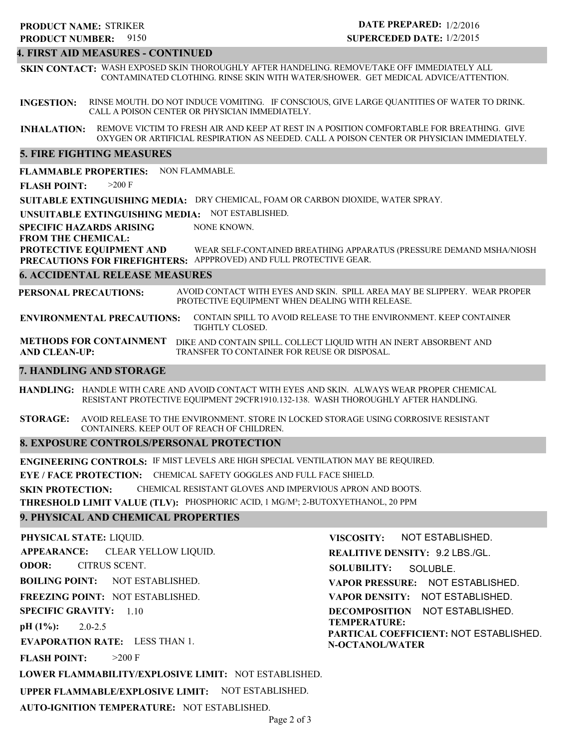**PRODUCT NAME:** STRIKER
**PRODUCT NUMBER:** 9150

**DATE PREPARED:** 1/2/2016
**SUPERCEDED DATE:** 1/2/2015

## 4. FIRST AID MEASURES - CONTINUED

**SKIN CONTACT:** WASH EXPOSED SKIN THOROUGHLY AFTER HANDELING. REMOVE/TAKE OFF IMMEDIATELY ALL CONTAMINATED CLOTHING. RINSE SKIN WITH WATER/SHOWER. GET MEDICAL ADVICE/ATTENTION.

**INGESTION:** RINSE MOUTH. DO NOT INDUCE VOMITING. IF CONSCIOUS, GIVE LARGE QUANTITIES OF WATER TO DRINK. CALL A POISON CENTER OR PHYSICIAN IMMEDIATELY.

**INHALATION:** REMOVE VICTIM TO FRESH AIR AND KEEP AT REST IN A POSITION COMFORTABLE FOR BREATHING. GIVE OXYGEN OR ARTIFICIAL RESPIRATION AS NEEDED. CALL A POISON CENTER OR PHYSICIAN IMMEDIATELY.

## 5. FIRE FIGHTING MEASURES

**FLAMMABLE PROPERTIES:** NON FLAMMABLE.

**FLASH POINT:** >200 F

**SUITABLE EXTINGUISHING MEDIA:** DRY CHEMICAL, FOAM OR CARBON DIOXIDE, WATER SPRAY.

**UNSUITABLE EXTINGUISHING MEDIA:** NOT ESTABLISHED.

**SPECIFIC HAZARDS ARISING FROM THE CHEMICAL:** NONE KNOWN.

**PROTECTIVE EQUIPMENT AND PRECAUTIONS FOR FIREFIGHTERS:** WEAR SELF-CONTAINED BREATHING APPARATUS (PRESSURE DEMAND MSHA/NIOSH APPPROVED) AND FULL PROTECTIVE GEAR.

## 6. ACCIDENTAL RELEASE MEASURES

**PERSONAL PRECAUTIONS:** AVOID CONTACT WITH EYES AND SKIN. SPILL AREA MAY BE SLIPPERY. WEAR PROPER PROTECTIVE EQUIPMENT WHEN DEALING WITH RELEASE.

**ENVIRONMENTAL PRECAUTIONS:** CONTAIN SPILL TO AVOID RELEASE TO THE ENVIRONMENT. KEEP CONTAINER TIGHTLY CLOSED.

**METHODS FOR CONTAINMENT AND CLEAN-UP:** DIKE AND CONTAIN SPILL. COLLECT LIQUID WITH AN INERT ABSORBENT AND TRANSFER TO CONTAINER FOR REUSE OR DISPOSAL.

## 7. HANDLING AND STORAGE

**HANDLING:** HANDLE WITH CARE AND AVOID CONTACT WITH EYES AND SKIN. ALWAYS WEAR PROPER CHEMICAL RESISTANT PROTECTIVE EQUIPMENT 29CFR1910.132-138. WASH THOROUGHLY AFTER HANDLING.

**STORAGE:** AVOID RELEASE TO THE ENVIRONMENT. STORE IN LOCKED STORAGE USING CORROSIVE RESISTANT CONTAINERS. KEEP OUT OF REACH OF CHILDREN.

## 8. EXPOSURE CONTROLS/PERSONAL PROTECTION

**ENGINEERING CONTROLS:** IF MIST LEVELS ARE HIGH SPECIAL VENTILATION MAY BE REQUIRED.

**EYE / FACE PROTECTION:** CHEMICAL SAFETY GOGGLES AND FULL FACE SHIELD.

**SKIN PROTECTION:** CHEMICAL RESISTANT GLOVES AND IMPERVIOUS APRON AND BOOTS.

**THRESHOLD LIMIT VALUE (TLV):** PHOSPHORIC ACID, 1 MG/M³; 2-BUTOXYETHANOL, 20 PPM

## 9. PHYSICAL AND CHEMICAL PROPERTIES

**PHYSICAL STATE:** LIQUID.

**APPEARANCE:** CLEAR YELLOW LIQUID.

**ODOR:** CITRUS SCENT.

**BOILING POINT:** NOT ESTABLISHED.

**FREEZING POINT:** NOT ESTABLISHED.

**SPECIFIC GRAVITY:** 1.10

**pH (1%):** 2.0-2.5

**EVAPORATION RATE:** LESS THAN 1.

**FLASH POINT:** >200 F

**LOWER FLAMMABILITY/EXPLOSIVE LIMIT:** NOT ESTABLISHED.

**UPPER FLAMMABLE/EXPLOSIVE LIMIT:** NOT ESTABLISHED.

**AUTO-IGNITION TEMPERATURE:** NOT ESTABLISHED.

**VISCOSITY:** NOT ESTABLISHED.

**REALITIVE DENSITY:** 9.2 LBS./GL.

**SOLUBILITY:** SOLUBLE.

**VAPOR PRESSURE:** NOT ESTABLISHED.

**VAPOR DENSITY:** NOT ESTABLISHED.

**DECOMPOSITION TEMPERATURE:** NOT ESTABLISHED.

**PARTICAL COEFFICIENT: N-OCTANOL/WATER** NOT ESTABLISHED.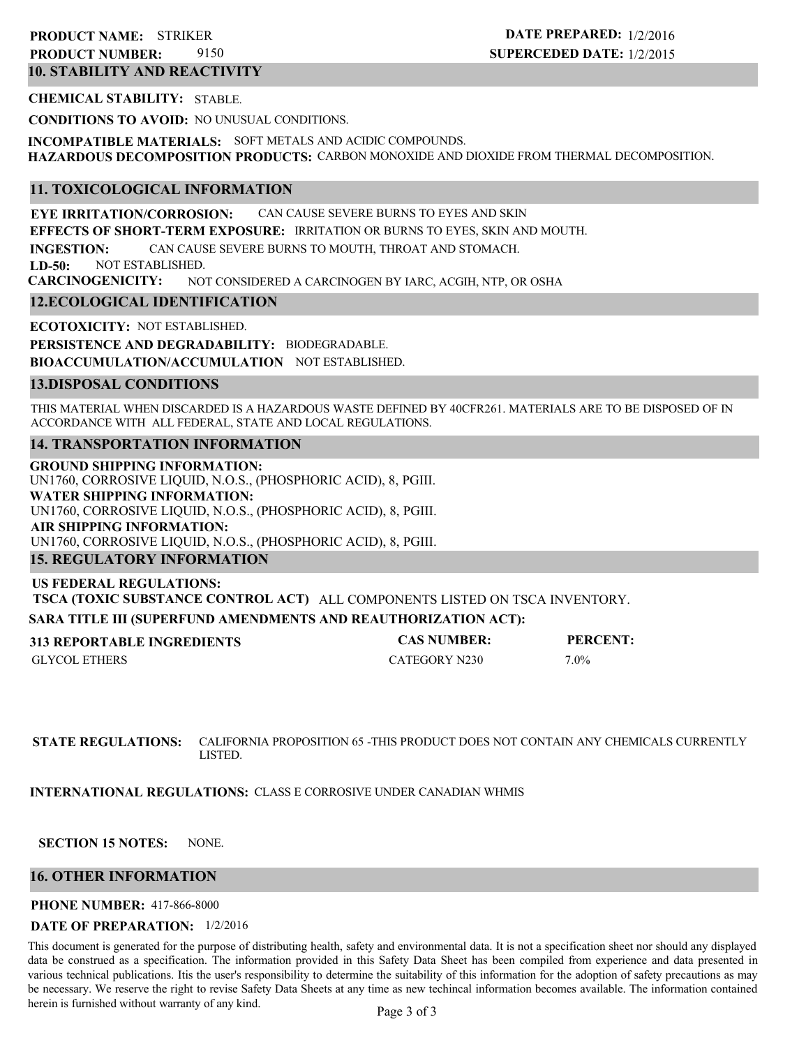**PRODUCT NAME:** STRIKER
**PRODUCT NUMBER:** 9150

**DATE PREPARED:** 1/2/2016
**SUPERCEDED DATE:** 1/2/2015

## 10. STABILITY AND REACTIVITY

**CHEMICAL STABILITY:** STABLE.

**CONDITIONS TO AVOID:** NO UNUSUAL CONDITIONS.

**INCOMPATIBLE MATERIALS:** SOFT METALS AND ACIDIC COMPOUNDS.

**HAZARDOUS DECOMPOSITION PRODUCTS:** CARBON MONOXIDE AND DIOXIDE FROM THERMAL DECOMPOSITION.

## 11. TOXICOLOGICAL INFORMATION

**EYE IRRITATION/CORROSION:** CAN CAUSE SEVERE BURNS TO EYES AND SKIN

**EFFECTS OF SHORT-TERM EXPOSURE:** IRRITATION OR BURNS TO EYES, SKIN AND MOUTH.

**INGESTION:** CAN CAUSE SEVERE BURNS TO MOUTH, THROAT AND STOMACH.

**LD-50:** NOT ESTABLISHED.

**CARCINOGENICITY:** NOT CONSIDERED A CARCINOGEN BY IARC, ACGIH, NTP, OR OSHA

## 12.ECOLOGICAL IDENTIFICATION

**ECOTOXICITY:** NOT ESTABLISHED.

**PERSISTENCE AND DEGRADABILITY:** BIODEGRADABLE.

**BIOACCUMULATION/ACCUMULATION** NOT ESTABLISHED.

## 13.DISPOSAL CONDITIONS

THIS MATERIAL WHEN DISCARDED IS A HAZARDOUS WASTE DEFINED BY 40CFR261. MATERIALS ARE TO BE DISPOSED OF IN ACCORDANCE WITH ALL FEDERAL, STATE AND LOCAL REGULATIONS.

## 14. TRANSPORTATION INFORMATION

**GROUND SHIPPING INFORMATION:**
UN1760, CORROSIVE LIQUID, N.O.S., (PHOSPHORIC ACID), 8, PGIII.

**WATER SHIPPING INFORMATION:**
UN1760, CORROSIVE LIQUID, N.O.S., (PHOSPHORIC ACID), 8, PGIII.

**AIR SHIPPING INFORMATION:**
UN1760, CORROSIVE LIQUID, N.O.S., (PHOSPHORIC ACID), 8, PGIII.

## 15. REGULATORY INFORMATION

**US FEDERAL REGULATIONS:**

**TSCA (TOXIC SUBSTANCE CONTROL ACT)** ALL COMPONENTS LISTED ON TSCA INVENTORY.

**SARA TITLE III (SUPERFUND AMENDMENTS AND REAUTHORIZATION ACT):**

| 313 REPORTABLE INGREDIENTS | CAS NUMBER: | PERCENT: |
|---|---|---|
| GLYCOL ETHERS | CATEGORY N230 | 7.0% |

**STATE REGULATIONS:** CALIFORNIA PROPOSITION 65 -THIS PRODUCT DOES NOT CONTAIN ANY CHEMICALS CURRENTLY LISTED.

**INTERNATIONAL REGULATIONS:** CLASS E CORROSIVE UNDER CANADIAN WHMIS

**SECTION 15 NOTES:** NONE.

## 16. OTHER INFORMATION

**PHONE NUMBER:** 417-866-8000

**DATE OF PREPARATION:** 1/2/2016

This document is generated for the purpose of distributing health, safety and environmental data. It is not a specification sheet nor should any displayed data be construed as a specification. The information provided in this Safety Data Sheet has been compiled from experience and data presented in various technical publications. Itis the user's responsibility to determine the suitability of this information for the adoption of safety precautions as may be necessary. We reserve the right to revise Safety Data Sheets at any time as new techincal information becomes available. The information contained herein is furnished without warranty of any kind.